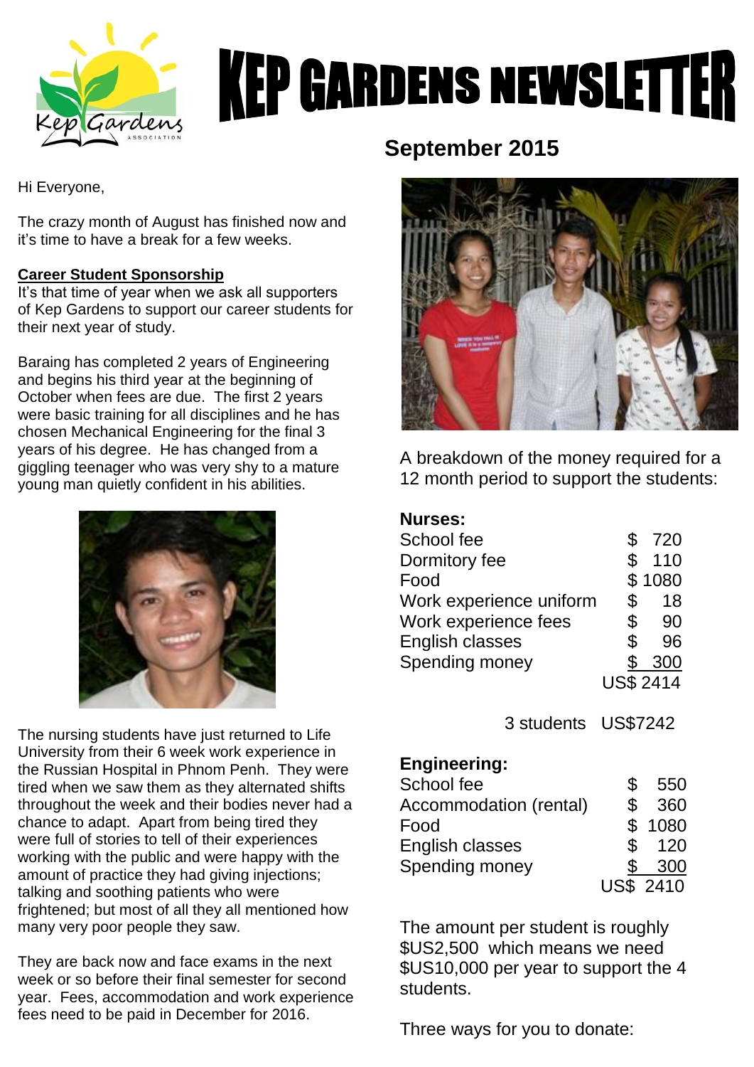# KEP GARDENS NEWSLETTER

## September 2015

Hi Everyone,

The crazy month of August has finished now and it's time to have a break for a few weeks.

### Career Student Sponsorship

It's that time of year when we ask all supporters of Kep Gardens to support our career students for their next year of study.

Baraing has completed 2 years of Engineering and begins his third year at the beginning of October when fees are due. The first 2 years were basic training for all disciplines and he has chosen Mechanical Engineering for the final 3 years of his degree. He has changed from a giggling teenager who was very shy to a mature young man quietly confident in his abilities.

The nursing students have just returned to Life University from their 6 week work experience in the Russian Hospital in Phnom Penh. They were tired when we saw them as they alternated shifts throughout the week and their bodies never had a chance to adapt. Apart from being tired they were full of stories to tell of their experiences working with the public and were happy with the amount of practice they had giving injections; talking and soothing patients who were frightened; but most of all they all mentioned how many very poor people they saw.

They are back now and face exams in the next week or so before their final semester for second year. Fees, accommodation and work experience fees need to be paid in December for 2016.

A breakdown of the money required for a 12 month period to support the students:

**Nurses:**

| Item | Amount |
|---|---|
| School fee | $ 720 |
| Dormitory fee | $ 110 |
| Food | $ 1080 |
| Work experience uniform | $ 18 |
| Work experience fees | $ 90 |
| English classes | $ 96 |
| Spending money | $ 300 |
| | US$ 2414 |
| 3 students | US$7242 |

**Engineering:**

| Item | Amount |
|---|---|
| School fee | $ 550 |
| Accommodation (rental) | $ 360 |
| Food | $ 1080 |
| English classes | $ 120 |
| Spending money | $ 300 |
| | US$ 2410 |

The amount per student is roughly $US2,500 which means we need $US10,000 per year to support the 4 students.

Three ways for you to donate: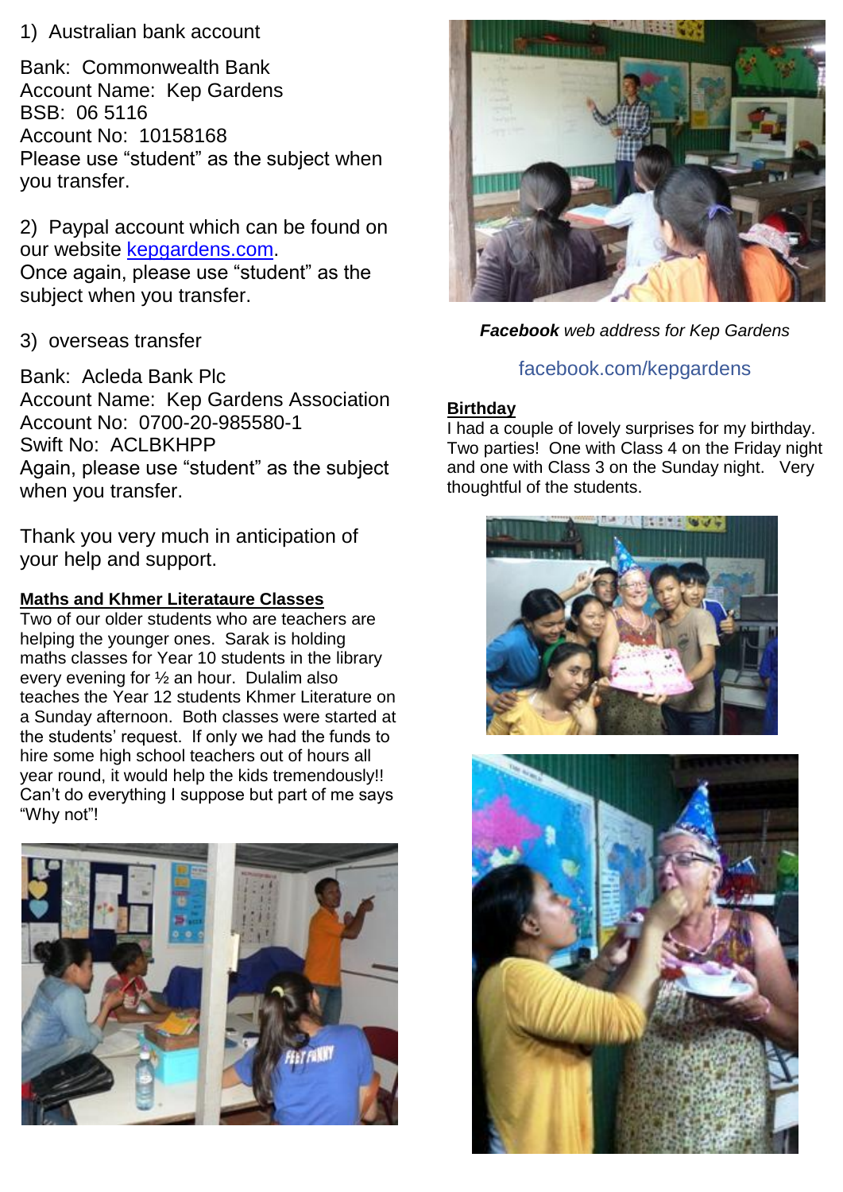1) Australian bank account

Bank: Commonwealth Bank
Account Name: Kep Gardens
BSB: 06 5116
Account No: 10158168
Please use "student" as the subject when you transfer.

2) Paypal account which can be found on our website [kepgardens.com](http://kepgardens.com).
Once again, please use "student" as the subject when you transfer.

3) overseas transfer

Bank: Acleda Bank Plc
Account Name: Kep Gardens Association
Account No: 0700-20-985580-1
Swift No: ACLBKHPP
Again, please use "student" as the subject when you transfer.

Thank you very much in anticipation of your help and support.

**Maths and Khmer Literataure Classes**

Two of our older students who are teachers are helping the younger ones. Sarak is holding maths classes for Year 10 students in the library every evening for ½ an hour. Dulalim also teaches the Year 12 students Khmer Literature on a Sunday afternoon. Both classes were started at the students' request. If only we had the funds to hire some high school teachers out of hours all year round, it would help the kids tremendously!! Can't do everything I suppose but part of me says "Why not"!

***Facebook*** *web address for Kep Gardens*

facebook.com/kepgardens

**Birthday**

I had a couple of lovely surprises for my birthday. Two parties! One with Class 4 on the Friday night and one with Class 3 on the Sunday night. Very thoughtful of the students.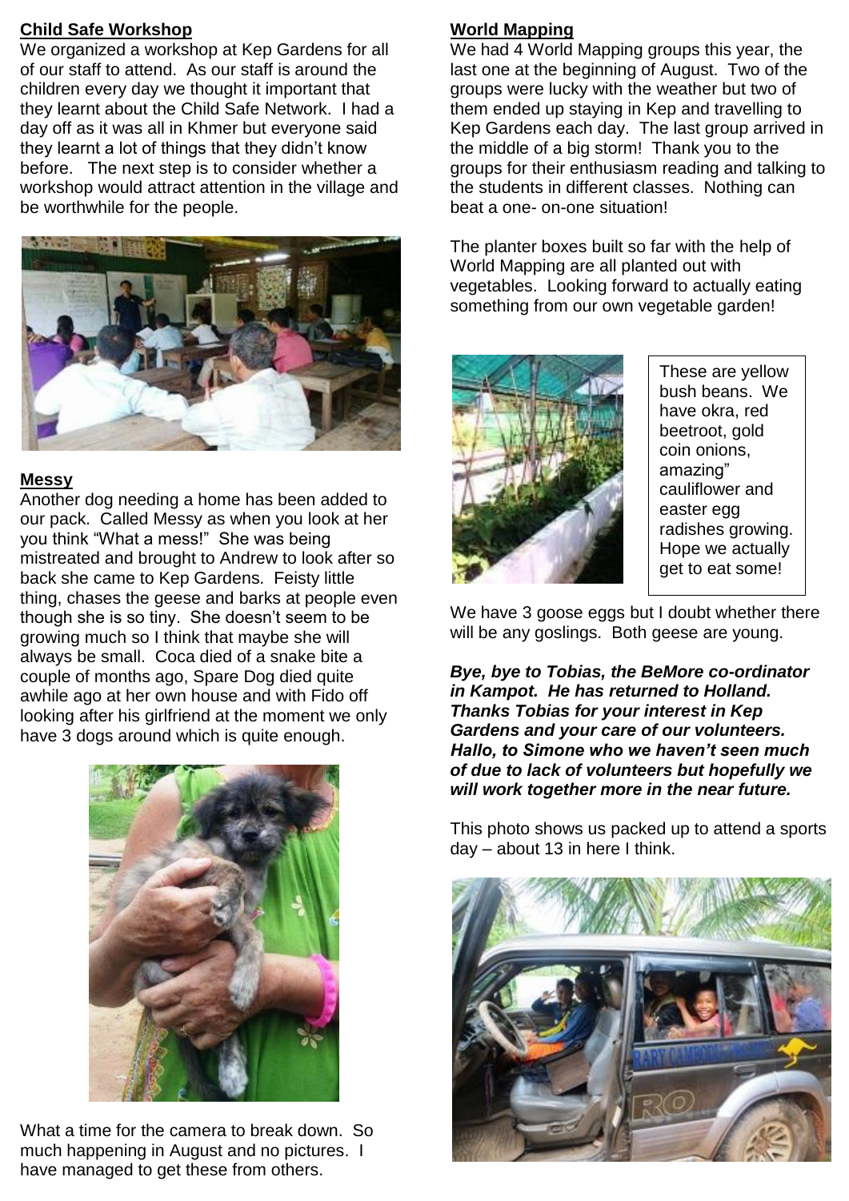## Child Safe Workshop

We organized a workshop at Kep Gardens for all of our staff to attend. As our staff is around the children every day we thought it important that they learnt about the Child Safe Network. I had a day off as it was all in Khmer but everyone said they learnt a lot of things that they didn't know before. The next step is to consider whether a workshop would attract attention in the village and be worthwhile for the people.

## Messy

Another dog needing a home has been added to our pack. Called Messy as when you look at her you think "What a mess!" She was being mistreated and brought to Andrew to look after so back she came to Kep Gardens. Feisty little thing, chases the geese and barks at people even though she is so tiny. She doesn't seem to be growing much so I think that maybe she will always be small. Coca died of a snake bite a couple of months ago, Spare Dog died quite awhile ago at her own house and with Fido off looking after his girlfriend at the moment we only have 3 dogs around which is quite enough.

What a time for the camera to break down. So much happening in August and no pictures. I have managed to get these from others.

## World Mapping

We had 4 World Mapping groups this year, the last one at the beginning of August. Two of the groups were lucky with the weather but two of them ended up staying in Kep and travelling to Kep Gardens each day. The last group arrived in the middle of a big storm! Thank you to the groups for their enthusiasm reading and talking to the students in different classes. Nothing can beat a one- on-one situation!

The planter boxes built so far with the help of World Mapping are all planted out with vegetables. Looking forward to actually eating something from our own vegetable garden!

These are yellow bush beans. We have okra, red beetroot, gold coin onions, amazing" cauliflower and easter egg radishes growing. Hope we actually get to eat some!

We have 3 goose eggs but I doubt whether there will be any goslings. Both geese are young.

***Bye, bye to Tobias, the BeMore co-ordinator in Kampot. He has returned to Holland. Thanks Tobias for your interest in Kep Gardens and your care of our volunteers. Hallo, to Simone who we haven't seen much of due to lack of volunteers but hopefully we will work together more in the near future.***

This photo shows us packed up to attend a sports day – about 13 in here I think.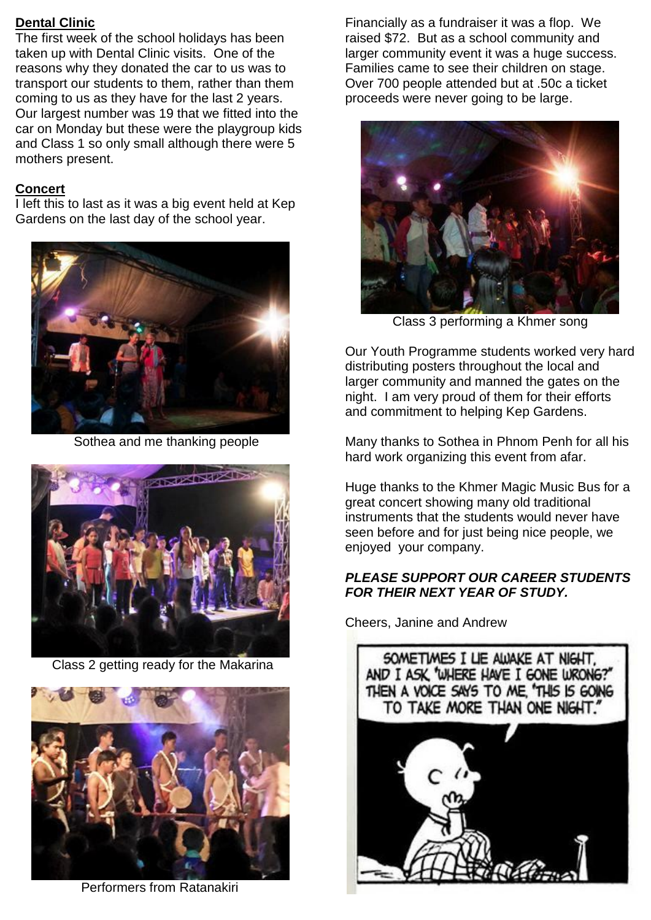## Dental Clinic

The first week of the school holidays has been taken up with Dental Clinic visits. One of the reasons why they donated the car to us was to transport our students to them, rather than them coming to us as they have for the last 2 years. Our largest number was 19 that we fitted into the car on Monday but these were the playgroup kids and Class 1 so only small although there were 5 mothers present.

## Concert

I left this to last as it was a big event held at Kep Gardens on the last day of the school year.

Sothea and me thanking people

Class 2 getting ready for the Makarina

Performers from Ratanakiri

Financially as a fundraiser it was a flop. We raised $72. But as a school community and larger community event it was a huge success. Families came to see their children on stage. Over 700 people attended but at .50c a ticket proceeds were never going to be large.

Class 3 performing a Khmer song

Our Youth Programme students worked very hard distributing posters throughout the local and larger community and manned the gates on the night. I am very proud of them for their efforts and commitment to helping Kep Gardens.

Many thanks to Sothea in Phnom Penh for all his hard work organizing this event from afar.

Huge thanks to the Khmer Magic Music Bus for a great concert showing many old traditional instruments that the students would never have seen before and for just being nice people, we enjoyed your company.

***PLEASE SUPPORT OUR CAREER STUDENTS FOR THEIR NEXT YEAR OF STUDY.***

Cheers, Janine and Andrew